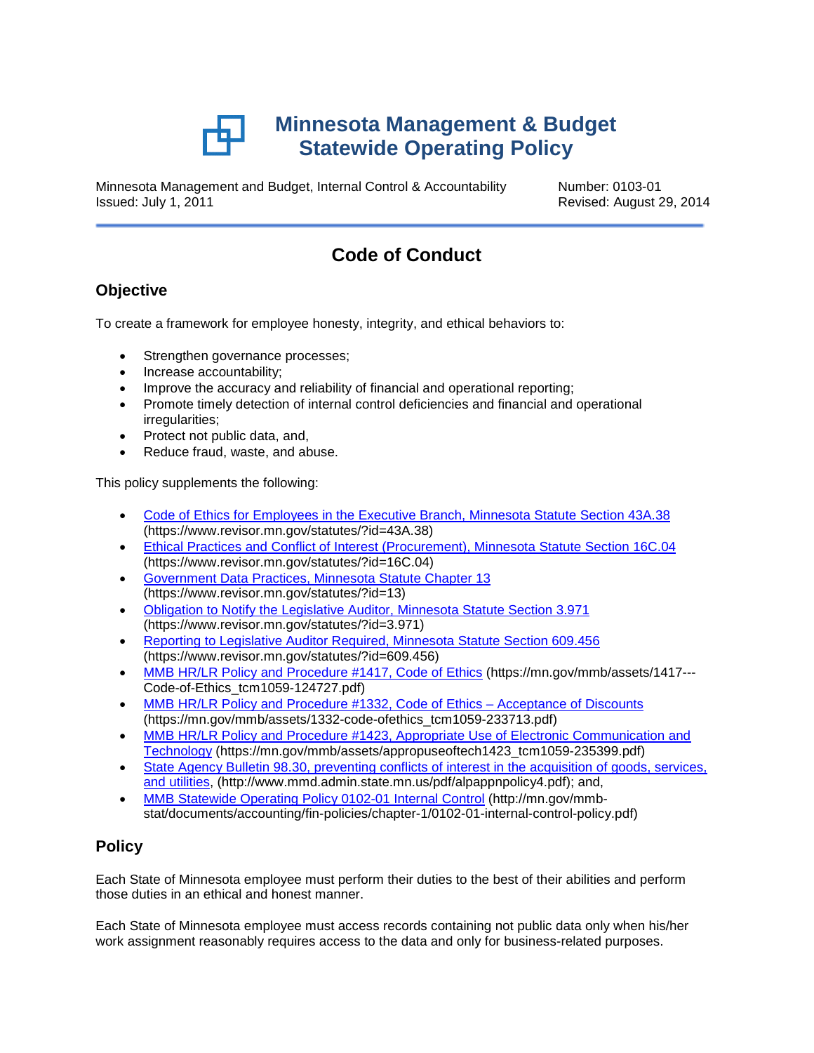# Minnesota Management & Budget
# Statewide Operating Policy

Minnesota Management and Budget, Internal Control & Accountability
Issued: July 1, 2011

Number: 0103-01
Revised: August 29, 2014

## Code of Conduct

### Objective

To create a framework for employee honesty, integrity, and ethical behaviors to:

- Strengthen governance processes;
- Increase accountability;
- Improve the accuracy and reliability of financial and operational reporting;
- Promote timely detection of internal control deficiencies and financial and operational irregularities;
- Protect not public data, and,
- Reduce fraud, waste, and abuse.

This policy supplements the following:

- Code of Ethics for Employees in the Executive Branch, Minnesota Statute Section 43A.38 (https://www.revisor.mn.gov/statutes/?id=43A.38)
- Ethical Practices and Conflict of Interest (Procurement), Minnesota Statute Section 16C.04 (https://www.revisor.mn.gov/statutes/?id=16C.04)
- Government Data Practices, Minnesota Statute Chapter 13 (https://www.revisor.mn.gov/statutes/?id=13)
- Obligation to Notify the Legislative Auditor, Minnesota Statute Section 3.971 (https://www.revisor.mn.gov/statutes/?id=3.971)
- Reporting to Legislative Auditor Required, Minnesota Statute Section 609.456 (https://www.revisor.mn.gov/statutes/?id=609.456)
- MMB HR/LR Policy and Procedure #1417, Code of Ethics (https://mn.gov/mmb/assets/1417---Code-of-Ethics_tcm1059-124727.pdf)
- MMB HR/LR Policy and Procedure #1332, Code of Ethics – Acceptance of Discounts (https://mn.gov/mmb/assets/1332-code-ofethics_tcm1059-233713.pdf)
- MMB HR/LR Policy and Procedure #1423, Appropriate Use of Electronic Communication and Technology (https://mn.gov/mmb/assets/appropuseoftech1423_tcm1059-235399.pdf)
- State Agency Bulletin 98.30, preventing conflicts of interest in the acquisition of goods, services, and utilities, (http://www.mmd.admin.state.mn.us/pdf/alpappnpolicy4.pdf); and,
- MMB Statewide Operating Policy 0102-01 Internal Control (http://mn.gov/mmb-stat/documents/accounting/fin-policies/chapter-1/0102-01-internal-control-policy.pdf)

### Policy

Each State of Minnesota employee must perform their duties to the best of their abilities and perform those duties in an ethical and honest manner.

Each State of Minnesota employee must access records containing not public data only when his/her work assignment reasonably requires access to the data and only for business-related purposes.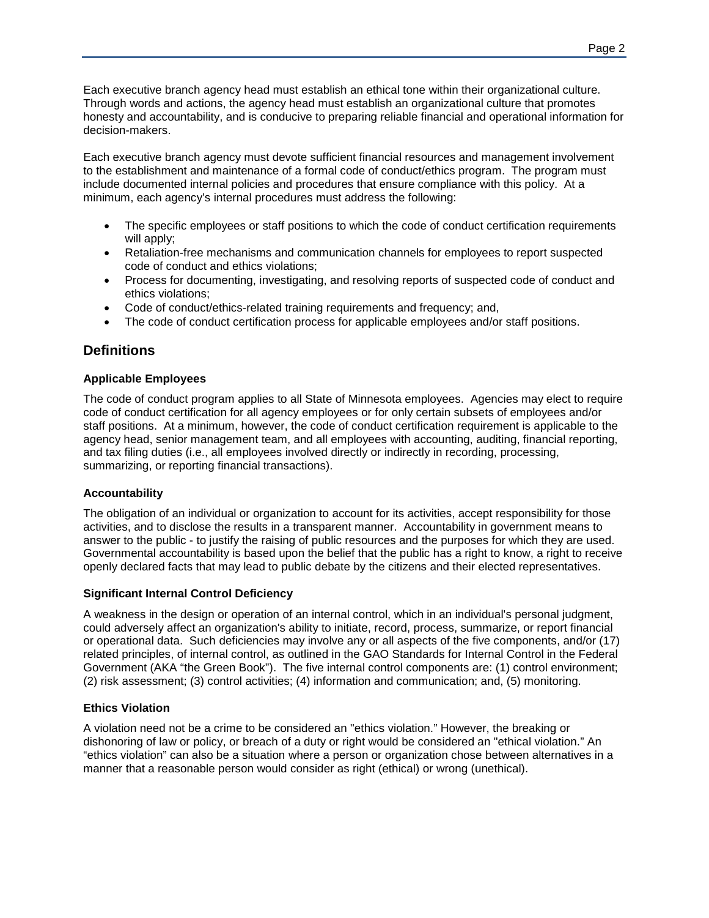Each executive branch agency head must establish an ethical tone within their organizational culture. Through words and actions, the agency head must establish an organizational culture that promotes honesty and accountability, and is conducive to preparing reliable financial and operational information for decision-makers.

Each executive branch agency must devote sufficient financial resources and management involvement to the establishment and maintenance of a formal code of conduct/ethics program. The program must include documented internal policies and procedures that ensure compliance with this policy. At a minimum, each agency's internal procedures must address the following:

- The specific employees or staff positions to which the code of conduct certification requirements will apply;
- Retaliation-free mechanisms and communication channels for employees to report suspected code of conduct and ethics violations;
- Process for documenting, investigating, and resolving reports of suspected code of conduct and ethics violations;
- Code of conduct/ethics-related training requirements and frequency; and,
- The code of conduct certification process for applicable employees and/or staff positions.

## Definitions

### Applicable Employees

The code of conduct program applies to all State of Minnesota employees. Agencies may elect to require code of conduct certification for all agency employees or for only certain subsets of employees and/or staff positions. At a minimum, however, the code of conduct certification requirement is applicable to the agency head, senior management team, and all employees with accounting, auditing, financial reporting, and tax filing duties (i.e., all employees involved directly or indirectly in recording, processing, summarizing, or reporting financial transactions).

### Accountability

The obligation of an individual or organization to account for its activities, accept responsibility for those activities, and to disclose the results in a transparent manner. Accountability in government means to answer to the public - to justify the raising of public resources and the purposes for which they are used. Governmental accountability is based upon the belief that the public has a right to know, a right to receive openly declared facts that may lead to public debate by the citizens and their elected representatives.

### Significant Internal Control Deficiency

A weakness in the design or operation of an internal control, which in an individual's personal judgment, could adversely affect an organization's ability to initiate, record, process, summarize, or report financial or operational data. Such deficiencies may involve any or all aspects of the five components, and/or (17) related principles, of internal control, as outlined in the GAO Standards for Internal Control in the Federal Government (AKA "the Green Book"). The five internal control components are: (1) control environment; (2) risk assessment; (3) control activities; (4) information and communication; and, (5) monitoring.

### Ethics Violation

A violation need not be a crime to be considered an "ethics violation." However, the breaking or dishonoring of law or policy, or breach of a duty or right would be considered an "ethical violation." An "ethics violation" can also be a situation where a person or organization chose between alternatives in a manner that a reasonable person would consider as right (ethical) or wrong (unethical).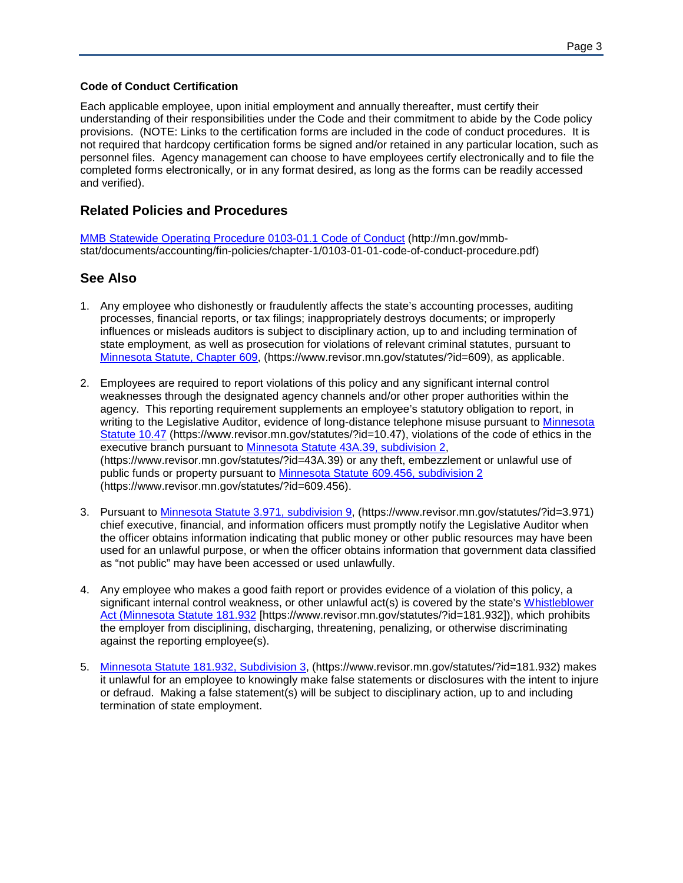**Code of Conduct Certification**

Each applicable employee, upon initial employment and annually thereafter, must certify their understanding of their responsibilities under the Code and their commitment to abide by the Code policy provisions. (NOTE: Links to the certification forms are included in the code of conduct procedures. It is not required that hardcopy certification forms be signed and/or retained in any particular location, such as personnel files. Agency management can choose to have employees certify electronically and to file the completed forms electronically, or in any format desired, as long as the forms can be readily accessed and verified).

## Related Policies and Procedures

MMB Statewide Operating Procedure 0103-01.1 Code of Conduct (http://mn.gov/mmb-stat/documents/accounting/fin-policies/chapter-1/0103-01-01-code-of-conduct-procedure.pdf)

## See Also

1. Any employee who dishonestly or fraudulently affects the state's accounting processes, auditing processes, financial reports, or tax filings; inappropriately destroys documents; or improperly influences or misleads auditors is subject to disciplinary action, up to and including termination of state employment, as well as prosecution for violations of relevant criminal statutes, pursuant to Minnesota Statute, Chapter 609, (https://www.revisor.mn.gov/statutes/?id=609), as applicable.

2. Employees are required to report violations of this policy and any significant internal control weaknesses through the designated agency channels and/or other proper authorities within the agency. This reporting requirement supplements an employee's statutory obligation to report, in writing to the Legislative Auditor, evidence of long-distance telephone misuse pursuant to Minnesota Statute 10.47 (https://www.revisor.mn.gov/statutes/?id=10.47), violations of the code of ethics in the executive branch pursuant to Minnesota Statute 43A.39, subdivision 2, (https://www.revisor.mn.gov/statutes/?id=43A.39) or any theft, embezzlement or unlawful use of public funds or property pursuant to Minnesota Statute 609.456, subdivision 2 (https://www.revisor.mn.gov/statutes/?id=609.456).

3. Pursuant to Minnesota Statute 3.971, subdivision 9, (https://www.revisor.mn.gov/statutes/?id=3.971) chief executive, financial, and information officers must promptly notify the Legislative Auditor when the officer obtains information indicating that public money or other public resources may have been used for an unlawful purpose, or when the officer obtains information that government data classified as "not public" may have been accessed or used unlawfully.

4. Any employee who makes a good faith report or provides evidence of a violation of this policy, a significant internal control weakness, or other unlawful act(s) is covered by the state's Whistleblower Act (Minnesota Statute 181.932 [https://www.revisor.mn.gov/statutes/?id=181.932]), which prohibits the employer from disciplining, discharging, threatening, penalizing, or otherwise discriminating against the reporting employee(s).

5. Minnesota Statute 181.932, Subdivision 3, (https://www.revisor.mn.gov/statutes/?id=181.932) makes it unlawful for an employee to knowingly make false statements or disclosures with the intent to injure or defraud. Making a false statement(s) will be subject to disciplinary action, up to and including termination of state employment.